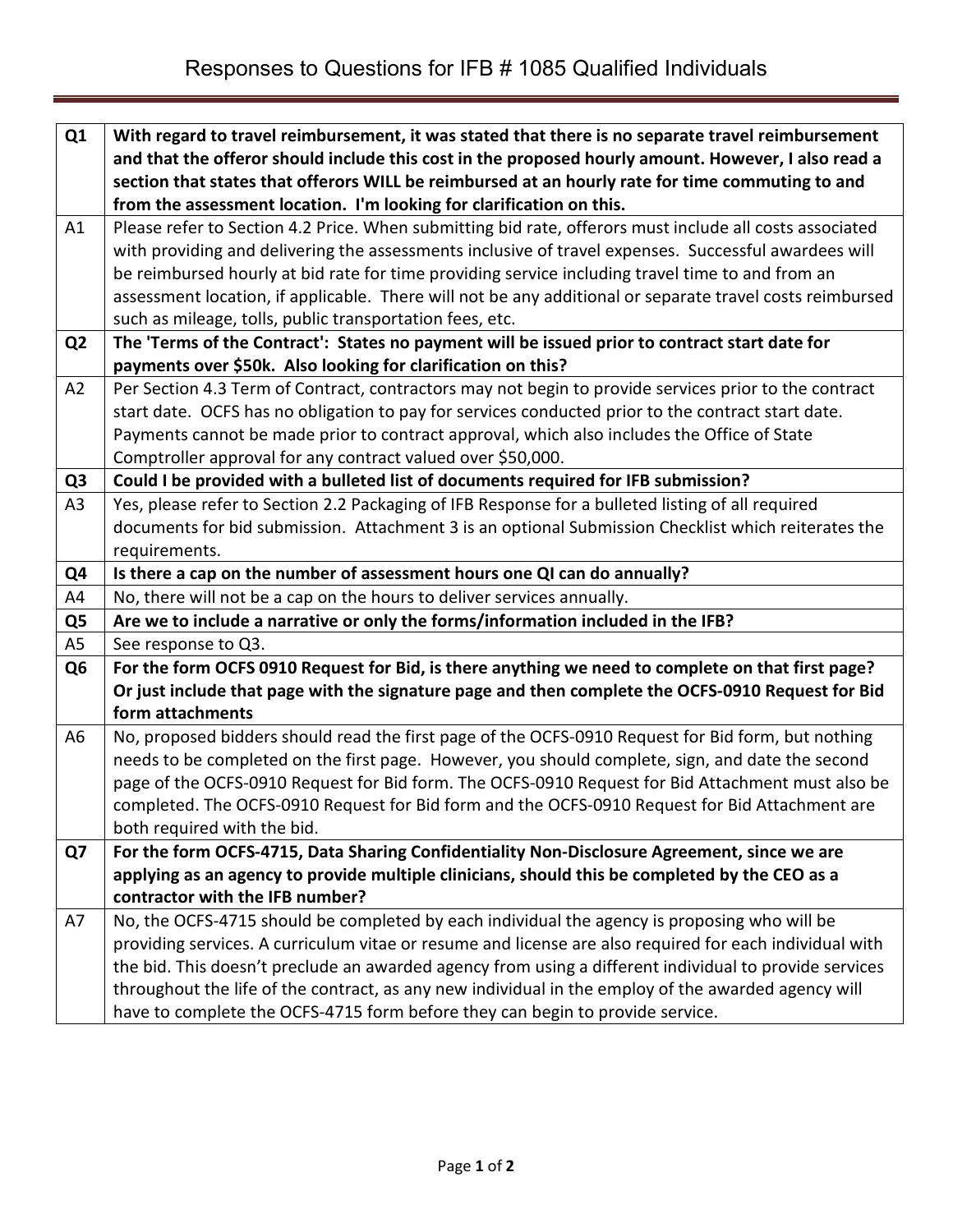# Responses to Questions for IFB # 1085 Qualified Individuals

| | |
|---|---|
| **Q1** | **With regard to travel reimbursement, it was stated that there is no separate travel reimbursement and that the offeror should include this cost in the proposed hourly amount. However, I also read a section that states that offerors WILL be reimbursed at an hourly rate for time commuting to and from the assessment location. I'm looking for clarification on this.** |
| A1 | Please refer to Section 4.2 Price. When submitting bid rate, offerors must include all costs associated with providing and delivering the assessments inclusive of travel expenses. Successful awardees will be reimbursed hourly at bid rate for time providing service including travel time to and from an assessment location, if applicable. There will not be any additional or separate travel costs reimbursed such as mileage, tolls, public transportation fees, etc. |
| **Q2** | **The 'Terms of the Contract': States no payment will be issued prior to contract start date for payments over $50k. Also looking for clarification on this?** |
| A2 | Per Section 4.3 Term of Contract, contractors may not begin to provide services prior to the contract start date. OCFS has no obligation to pay for services conducted prior to the contract start date. Payments cannot be made prior to contract approval, which also includes the Office of State Comptroller approval for any contract valued over $50,000. |
| **Q3** | **Could I be provided with a bulleted list of documents required for IFB submission?** |
| A3 | Yes, please refer to Section 2.2 Packaging of IFB Response for a bulleted listing of all required documents for bid submission. Attachment 3 is an optional Submission Checklist which reiterates the requirements. |
| **Q4** | **Is there a cap on the number of assessment hours one QI can do annually?** |
| A4 | No, there will not be a cap on the hours to deliver services annually. |
| **Q5** | **Are we to include a narrative or only the forms/information included in the IFB?** |
| A5 | See response to Q3. |
| **Q6** | **For the form OCFS 0910 Request for Bid, is there anything we need to complete on that first page? Or just include that page with the signature page and then complete the OCFS-0910 Request for Bid form attachments** |
| A6 | No, proposed bidders should read the first page of the OCFS-0910 Request for Bid form, but nothing needs to be completed on the first page. However, you should complete, sign, and date the second page of the OCFS-0910 Request for Bid form. The OCFS-0910 Request for Bid Attachment must also be completed. The OCFS-0910 Request for Bid form and the OCFS-0910 Request for Bid Attachment are both required with the bid. |
| **Q7** | **For the form OCFS-4715, Data Sharing Confidentiality Non-Disclosure Agreement, since we are applying as an agency to provide multiple clinicians, should this be completed by the CEO as a contractor with the IFB number?** |
| A7 | No, the OCFS-4715 should be completed by each individual the agency is proposing who will be providing services. A curriculum vitae or resume and license are also required for each individual with the bid. This doesn't preclude an awarded agency from using a different individual to provide services throughout the life of the contract, as any new individual in the employ of the awarded agency will have to complete the OCFS-4715 form before they can begin to provide service. |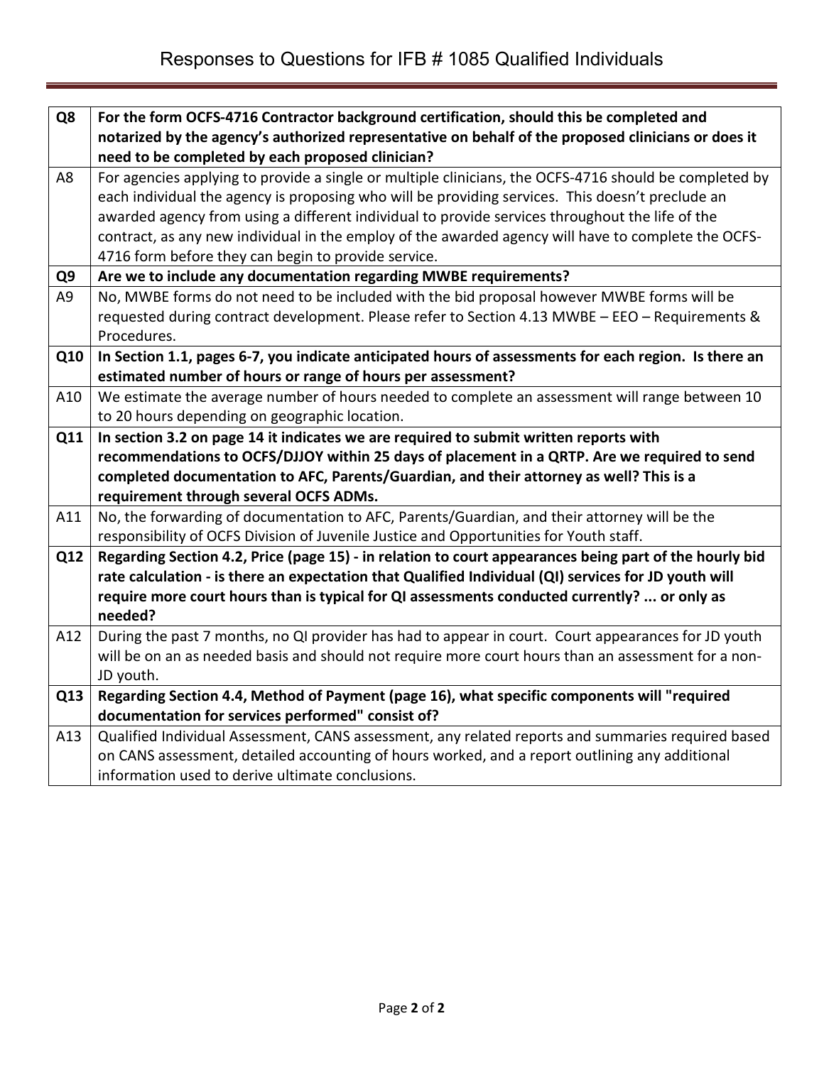| | |
|---|---|
| **Q8** | **For the form OCFS-4716 Contractor background certification, should this be completed and notarized by the agency's authorized representative on behalf of the proposed clinicians or does it need to be completed by each proposed clinician?** |
| A8 | For agencies applying to provide a single or multiple clinicians, the OCFS-4716 should be completed by each individual the agency is proposing who will be providing services. This doesn't preclude an awarded agency from using a different individual to provide services throughout the life of the contract, as any new individual in the employ of the awarded agency will have to complete the OCFS-4716 form before they can begin to provide service. |
| **Q9** | **Are we to include any documentation regarding MWBE requirements?** |
| A9 | No, MWBE forms do not need to be included with the bid proposal however MWBE forms will be requested during contract development. Please refer to Section 4.13 MWBE – EEO – Requirements & Procedures. |
| **Q10** | **In Section 1.1, pages 6-7, you indicate anticipated hours of assessments for each region. Is there an estimated number of hours or range of hours per assessment?** |
| A10 | We estimate the average number of hours needed to complete an assessment will range between 10 to 20 hours depending on geographic location. |
| **Q11** | **In section 3.2 on page 14 it indicates we are required to submit written reports with recommendations to OCFS/DJJOY within 25 days of placement in a QRTP. Are we required to send completed documentation to AFC, Parents/Guardian, and their attorney as well? This is a requirement through several OCFS ADMs.** |
| A11 | No, the forwarding of documentation to AFC, Parents/Guardian, and their attorney will be the responsibility of OCFS Division of Juvenile Justice and Opportunities for Youth staff. |
| **Q12** | **Regarding Section 4.2, Price (page 15) - in relation to court appearances being part of the hourly bid rate calculation - is there an expectation that Qualified Individual (QI) services for JD youth will require more court hours than is typical for QI assessments conducted currently? ... or only as needed?** |
| A12 | During the past 7 months, no QI provider has had to appear in court. Court appearances for JD youth will be on an as needed basis and should not require more court hours than an assessment for a non-JD youth. |
| **Q13** | **Regarding Section 4.4, Method of Payment (page 16), what specific components will "required documentation for services performed" consist of?** |
| A13 | Qualified Individual Assessment, CANS assessment, any related reports and summaries required based on CANS assessment, detailed accounting of hours worked, and a report outlining any additional information used to derive ultimate conclusions. |